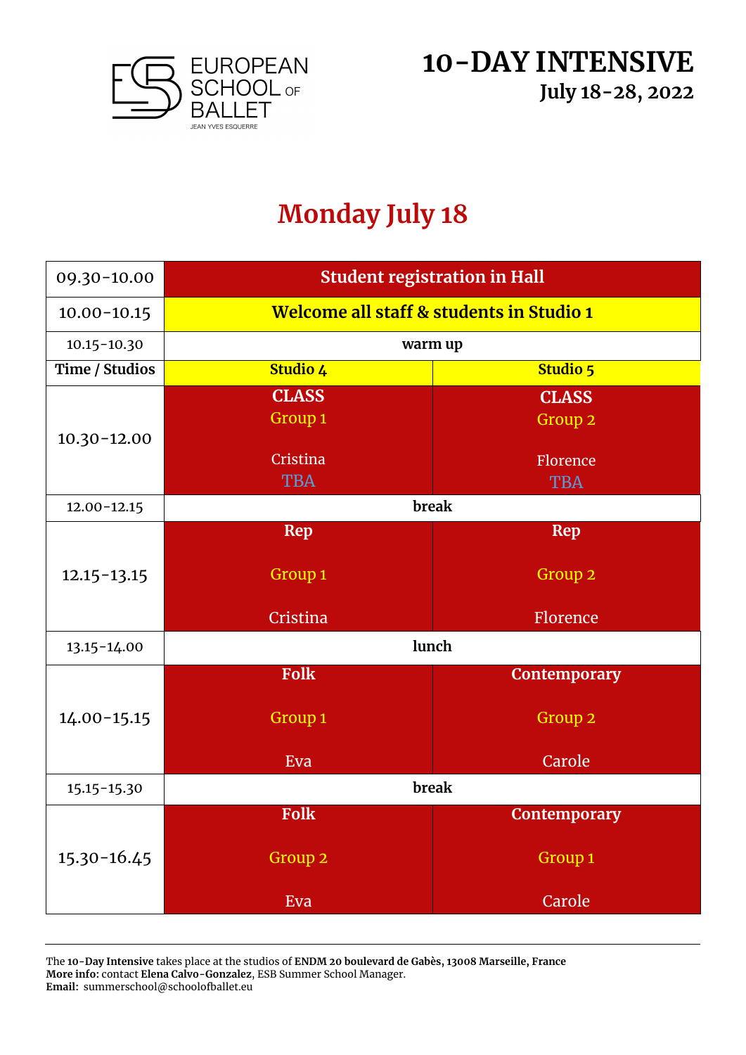EUROPEAN SCHOOL OF BALLET
JEAN YVES ESQUERRE

# 10-DAY INTENSIVE

**July 18-28, 2022**

## Monday July 18

| | | |
|---|---|---|
| 09.30-10.00 | **Student registration in Hall** | |
| 10.00-10.15 | **Welcome all staff & students in Studio 1** | |
| 10.15-10.30 | **warm up** | |
| **Time / Studios** | **Studio 4** | **Studio 5** |
| 10.30-12.00 | **CLASS** Group 1 Cristina TBA | **CLASS** Group 2 Florence TBA |
| 12.00-12.15 | **break** | |
| 12.15-13.15 | **Rep** Group 1 Cristina | **Rep** Group 2 Florence |
| 13.15-14.00 | **lunch** | |
| 14.00-15.15 | **Folk** Group 1 Eva | **Contemporary** Group 2 Carole |
| 15.15-15.30 | **break** | |
| 15.30-16.45 | **Folk** Group 2 Eva | **Contemporary** Group 1 Carole |

The **10-Day Intensive** takes place at the studios of **ENDM 20 boulevard de Gabès, 13008 Marseille, France**
**More info:** contact **Elena Calvo-Gonzalez**, ESB Summer School Manager.
**Email:** summerschool@schoolofballet.eu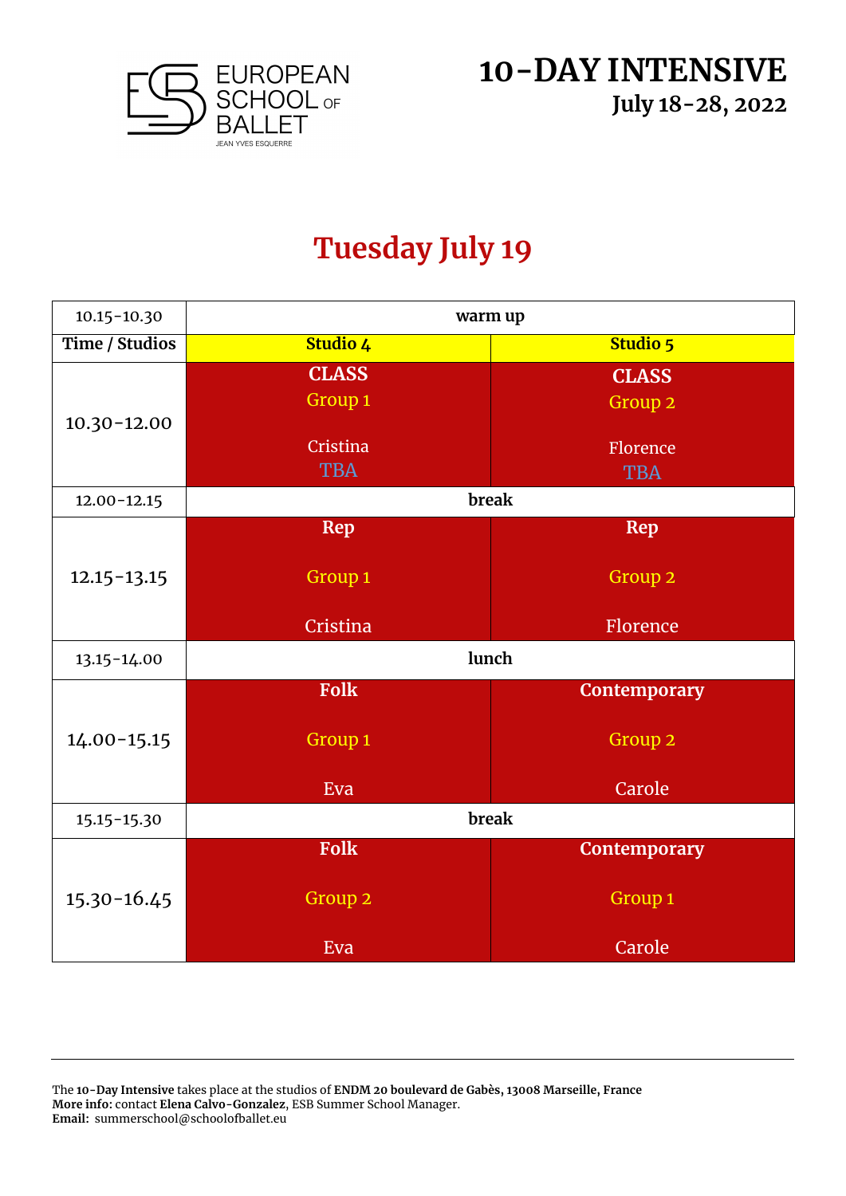EUROPEAN SCHOOL OF BALLET
JEAN YVES ESQUERRE

# 10-DAY INTENSIVE

**July 18-28, 2022**

## Tuesday July 19

| | | |
|---|---|---|
| 10.15-10.30 | **warm up** | |
| **Time / Studios** | **Studio 4** | **Studio 5** |
| 10.30-12.00 | **CLASS** Group 1 Cristina TBA | **CLASS** Group 2 Florence TBA |
| 12.00-12.15 | **break** | |
| 12.15-13.15 | **Rep** Group 1 Cristina | **Rep** Group 2 Florence |
| 13.15-14.00 | **lunch** | |
| 14.00-15.15 | **Folk** Group 1 Eva | **Contemporary** Group 2 Carole |
| 15.15-15.30 | **break** | |
| 15.30-16.45 | **Folk** Group 2 Eva | **Contemporary** Group 1 Carole |

The **10-Day Intensive** takes place at the studios of **ENDM 20 boulevard de Gabès, 13008 Marseille, France**
**More info:** contact **Elena Calvo-Gonzalez**, ESB Summer School Manager.
**Email:** summerschool@schoolofballet.eu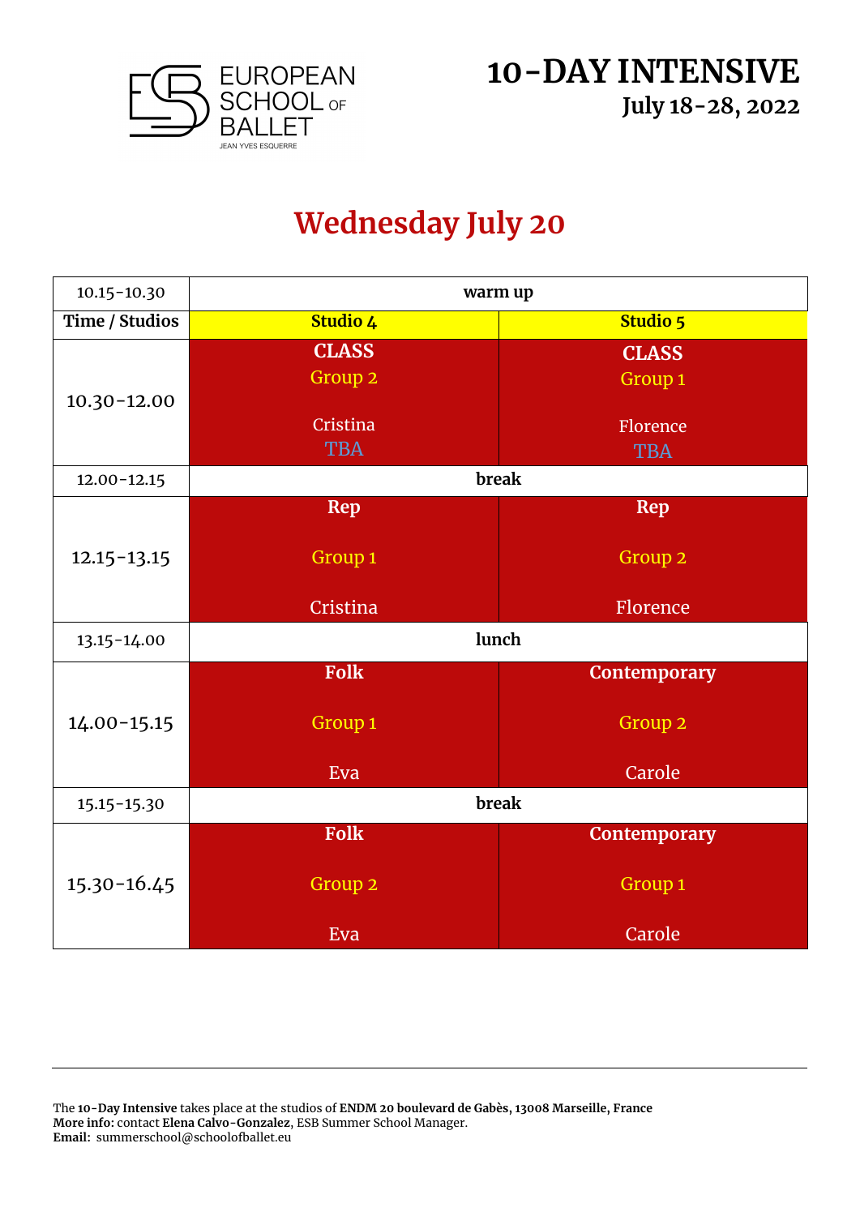EUROPEAN SCHOOL OF BALLET
JEAN YVES ESQUERRE

# 10-DAY INTENSIVE

**July 18-28, 2022**

## Wednesday July 20

| | | |
|---|---|---|
| 10.15-10.30 | warm up | |
| **Time / Studios** | **Studio 4** | **Studio 5** |
| 10.30-12.00 | **CLASS** Group 2 Cristina TBA | **CLASS** Group 1 Florence TBA |
| 12.00-12.15 | **break** | |
| 12.15-13.15 | **Rep** Group 1 Cristina | **Rep** Group 2 Florence |
| 13.15-14.00 | **lunch** | |
| 14.00-15.15 | **Folk** Group 1 Eva | **Contemporary** Group 2 Carole |
| 15.15-15.30 | **break** | |
| 15.30-16.45 | **Folk** Group 2 Eva | **Contemporary** Group 1 Carole |

The **10-Day Intensive** takes place at the studios of **ENDM 20 boulevard de Gabès, 13008 Marseille, France**
**More info:** contact **Elena Calvo-Gonzalez**, ESB Summer School Manager.
**Email:** summerschool@schoolofballet.eu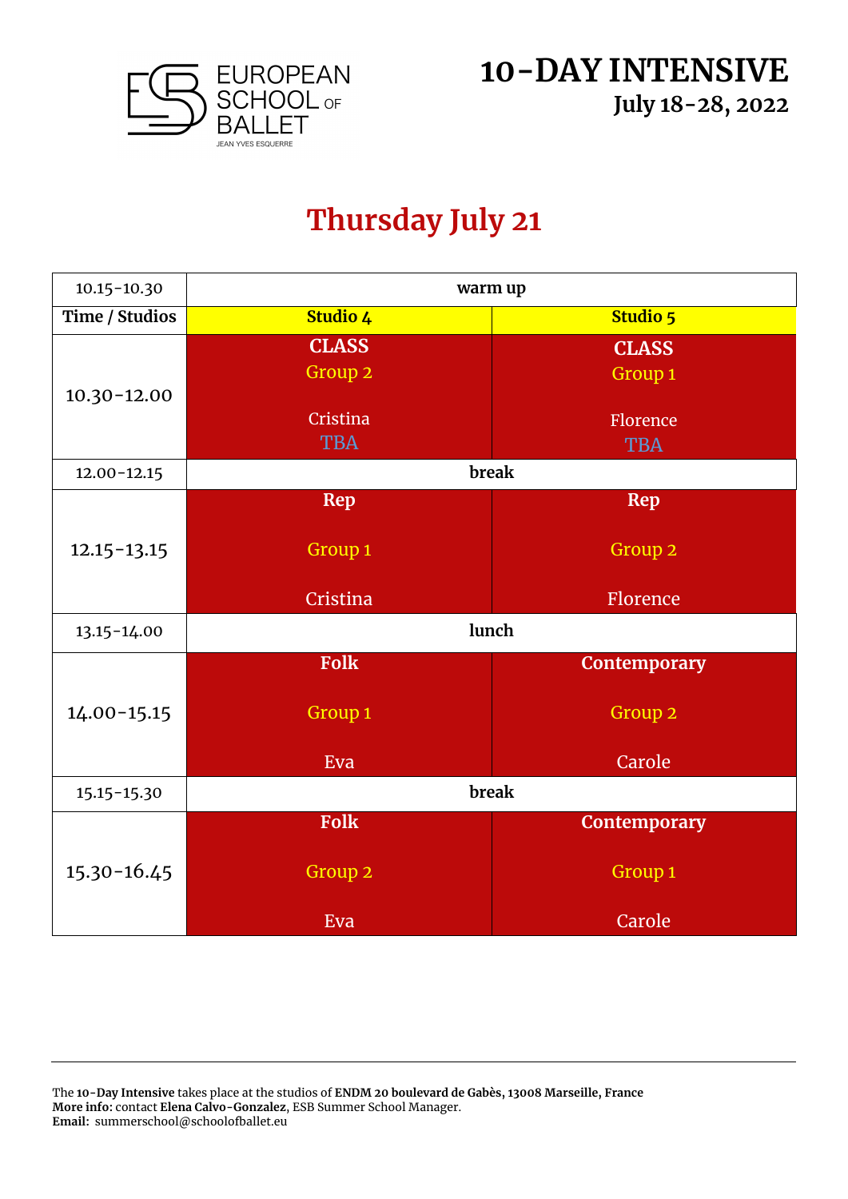EUROPEAN SCHOOL OF BALLET
JEAN YVES ESQUERRE

# 10-DAY INTENSIVE
**July 18-28, 2022**

## Thursday July 21

| 10.15-10.30 | warm up | |
|---|---|---|
| **Time / Studios** | **Studio 4** | **Studio 5** |
| 10.30-12.00 | **CLASS** Group 2 Cristina TBA | **CLASS** Group 1 Florence TBA |
| 12.00-12.15 | **break** | |
| 12.15-13.15 | **Rep** Group 1 Cristina | **Rep** Group 2 Florence |
| 13.15-14.00 | **lunch** | |
| 14.00-15.15 | **Folk** Group 1 Eva | **Contemporary** Group 2 Carole |
| 15.15-15.30 | **break** | |
| 15.30-16.45 | **Folk** Group 2 Eva | **Contemporary** Group 1 Carole |

The **10-Day Intensive** takes place at the studios of **ENDM 20 boulevard de Gabès, 13008 Marseille, France**
**More info:** contact **Elena Calvo-Gonzalez**, ESB Summer School Manager.
**Email:** summerschool@schoolofballet.eu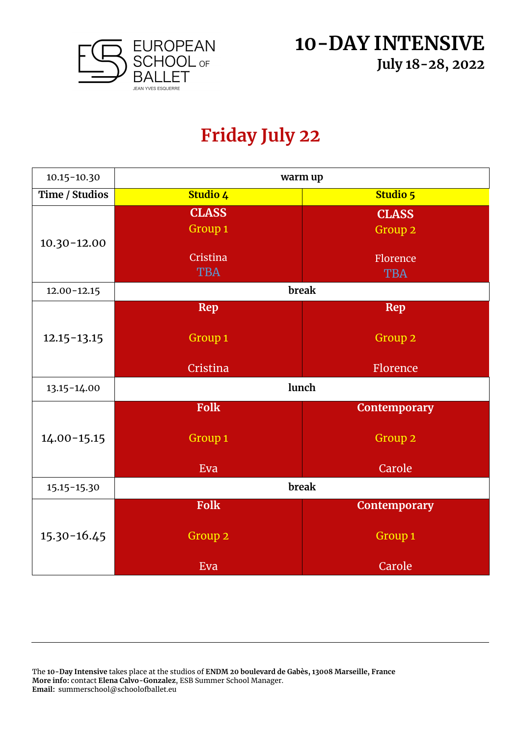EUROPEAN SCHOOL OF BALLET
JEAN YVES ESQUERRE

# 10-DAY INTENSIVE

**July 18-28, 2022**

## Friday July 22

| | | |
|---|---|---|
| 10.15-10.30 | **warm up** | |
| **Time / Studios** | **Studio 4** | **Studio 5** |
| 10.30-12.00 | **CLASS** Group 1 Cristina TBA | **CLASS** Group 2 Florence TBA |
| 12.00-12.15 | **break** | |
| 12.15-13.15 | **Rep** Group 1 Cristina | **Rep** Group 2 Florence |
| 13.15-14.00 | **lunch** | |
| 14.00-15.15 | **Folk** Group 1 Eva | **Contemporary** Group 2 Carole |
| 15.15-15.30 | **break** | |
| 15.30-16.45 | **Folk** Group 2 Eva | **Contemporary** Group 1 Carole |

---

The **10-Day Intensive** takes place at the studios of **ENDM 20 boulevard de Gabès, 13008 Marseille, France**
**More info:** contact **Elena Calvo-Gonzalez**, ESB Summer School Manager.
**Email:** summerschool@schoolofballet.eu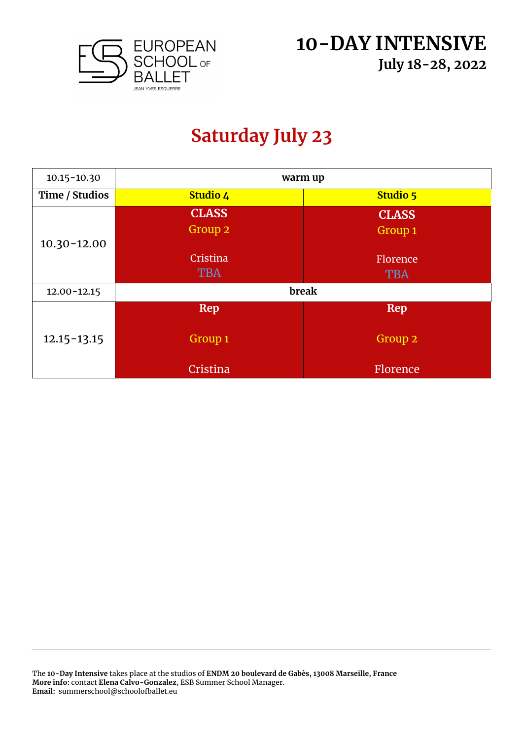EUROPEAN SCHOOL OF BALLET
JEAN YVES ESQUERRE

# 10-DAY INTENSIVE

**July 18-28, 2022**

## Saturday July 23

| | | |
|---|---|---|
| 10.15-10.30 | **warm up** | |
| **Time / Studios** | **Studio 4** | **Studio 5** |
| 10.30-12.00 | **CLASS** Group 2 Cristina TBA | **CLASS** Group 1 Florence TBA |
| 12.00-12.15 | **break** | |
| 12.15-13.15 | **Rep** Group 1 Cristina | **Rep** Group 2 Florence |

The **10-Day Intensive** takes place at the studios of **ENDM 20 boulevard de Gabès, 13008 Marseille, France**
**More info:** contact **Elena Calvo-Gonzalez**, ESB Summer School Manager.
**Email:** summerschool@schoolofballet.eu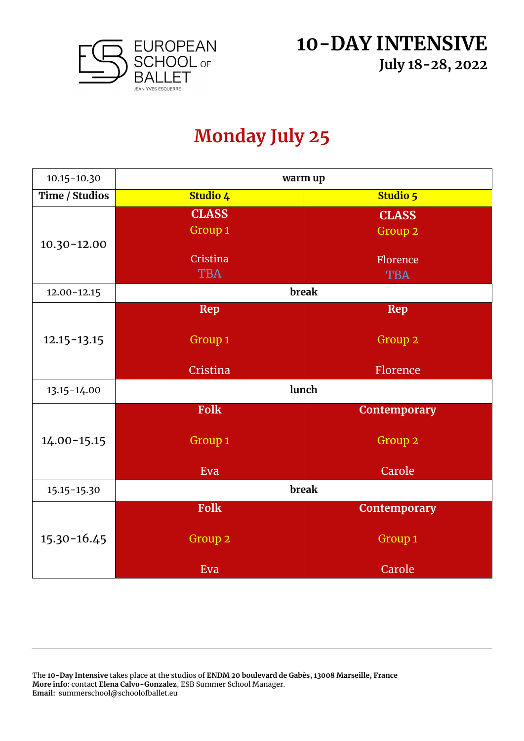EUROPEAN SCHOOL OF BALLET
JEAN YVES ESQUERRE

# 10-DAY INTENSIVE

**July 18-28, 2022**

## Monday July 25

| 10.15-10.30 | warm up | |
|---|---|---|
| **Time / Studios** | **Studio 4** | **Studio 5** |
| 10.30-12.00 | **CLASS**<br>Group 1<br><br>Cristina<br>TBA | **CLASS**<br>Group 2<br><br>Florence<br>TBA |
| 12.00-12.15 | **break** | |
| 12.15-13.15 | **Rep**<br><br>Group 1<br><br>Cristina | **Rep**<br><br>Group 2<br><br>Florence |
| 13.15-14.00 | **lunch** | |
| 14.00-15.15 | **Folk**<br><br>Group 1<br><br>Eva | **Contemporary**<br><br>Group 2<br><br>Carole |
| 15.15-15.30 | **break** | |
| 15.30-16.45 | **Folk**<br><br>Group 2<br><br>Eva | **Contemporary**<br><br>Group 1<br><br>Carole |

---

The **10-Day Intensive** takes place at the studios of **ENDM 20 boulevard de Gabès, 13008 Marseille, France**
**More info:** contact **Elena Calvo-Gonzalez**, ESB Summer School Manager.
**Email:** summerschool@schoolofballet.eu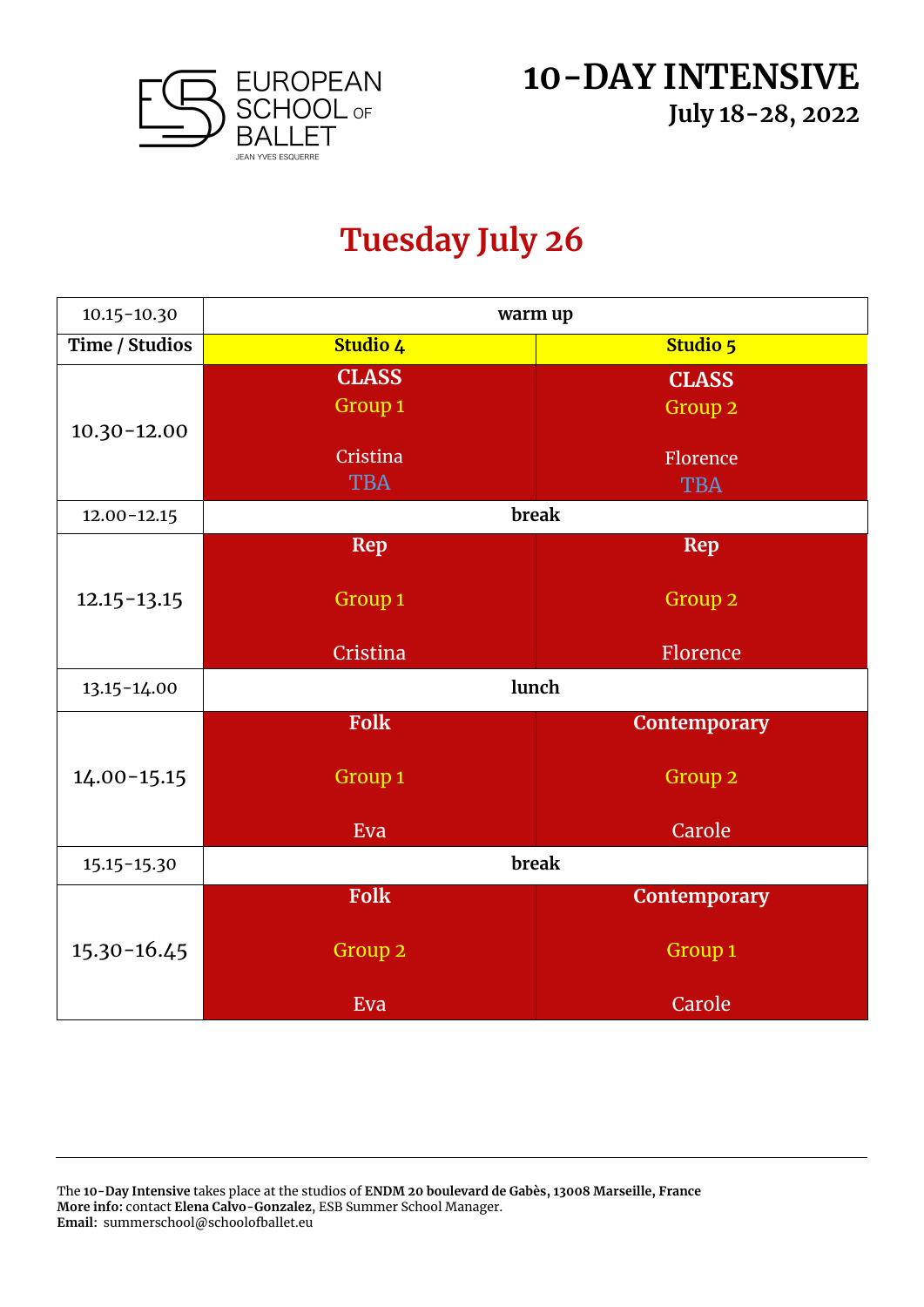EUROPEAN SCHOOL OF BALLET
JEAN YVES ESQUERRE

# 10-DAY INTENSIVE
**July 18-28, 2022**

## Tuesday July 26

| 10.15-10.30 | warm up | |
|---|---|---|
| **Time / Studios** | **Studio 4** | **Studio 5** |
| 10.30-12.00 | **CLASS** Group 1 Cristina TBA | **CLASS** Group 2 Florence TBA |
| 12.00-12.15 | **break** | |
| 12.15-13.15 | **Rep** Group 1 Cristina | **Rep** Group 2 Florence |
| 13.15-14.00 | **lunch** | |
| 14.00-15.15 | **Folk** Group 1 Eva | **Contemporary** Group 2 Carole |
| 15.15-15.30 | **break** | |
| 15.30-16.45 | **Folk** Group 2 Eva | **Contemporary** Group 1 Carole |

The **10-Day Intensive** takes place at the studios of **ENDM 20 boulevard de Gabès, 13008 Marseille, France**
**More info:** contact **Elena Calvo-Gonzalez**, ESB Summer School Manager.
**Email:** summerschool@schoolofballet.eu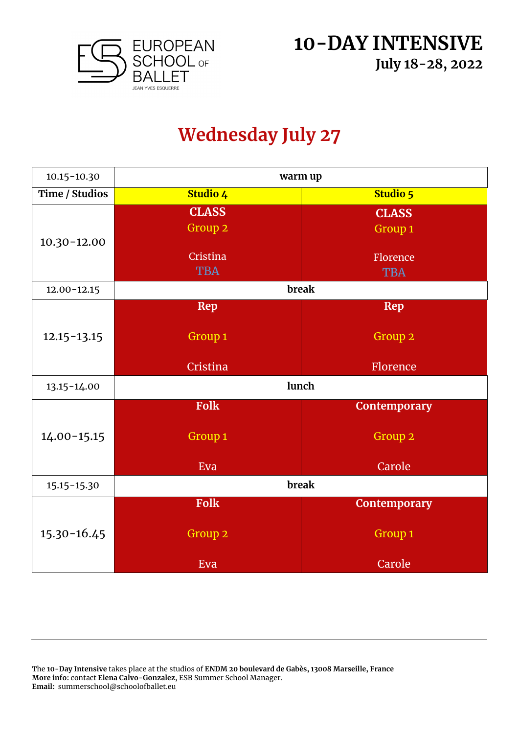EUROPEAN SCHOOL OF BALLET
JEAN YVES ESQUERRE

# 10-DAY INTENSIVE
**July 18-28, 2022**

## Wednesday July 27

| | | |
|---|---|---|
| 10.15-10.30 | warm up | |
| **Time / Studios** | **Studio 4** | **Studio 5** |
| 10.30-12.00 | **CLASS** Group 2 Cristina TBA | **CLASS** Group 1 Florence TBA |
| 12.00-12.15 | **break** | |
| 12.15-13.15 | **Rep** Group 1 Cristina | **Rep** Group 2 Florence |
| 13.15-14.00 | **lunch** | |
| 14.00-15.15 | **Folk** Group 1 Eva | **Contemporary** Group 2 Carole |
| 15.15-15.30 | **break** | |
| 15.30-16.45 | **Folk** Group 2 Eva | **Contemporary** Group 1 Carole |

The **10-Day Intensive** takes place at the studios of **ENDM 20 boulevard de Gabès, 13008 Marseille, France**
**More info:** contact **Elena Calvo-Gonzalez**, ESB Summer School Manager.
**Email:** summerschool@schoolofballet.eu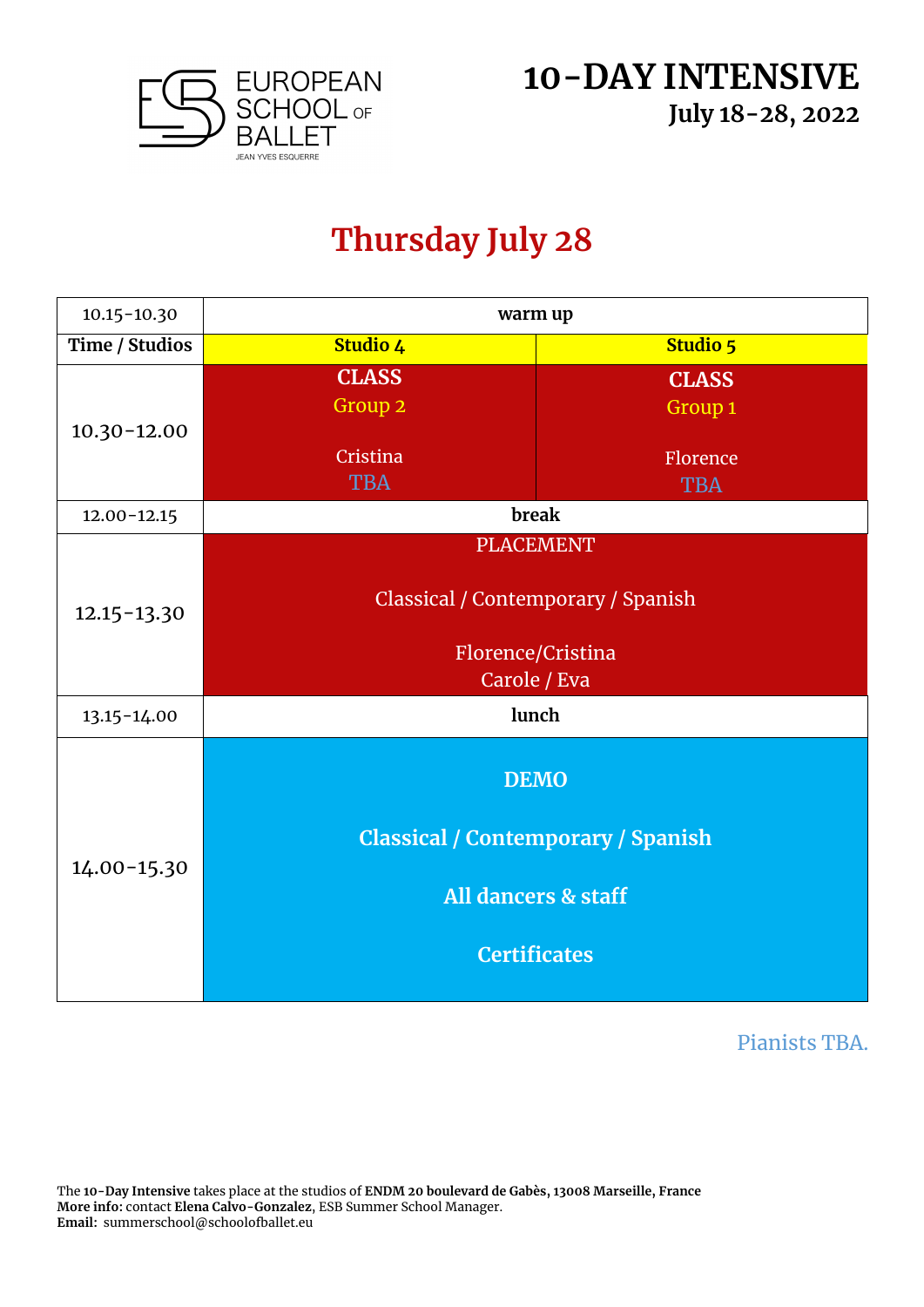EUROPEAN SCHOOL OF BALLET
JEAN YVES ESQUERRE

# 10-DAY INTENSIVE
**July 18-28, 2022**

## Thursday July 28

| | | |
|---|---|---|
| 10.15-10.30 | **warm up** | |
| **Time / Studios** | **Studio 4** | **Studio 5** |
| 10.30-12.00 | **CLASS**<br>Group 2<br><br>Cristina<br>TBA | **CLASS**<br>Group 1<br><br>Florence<br>TBA |
| 12.00-12.15 | **break** | |
| 12.15-13.30 | PLACEMENT<br><br>Classical / Contemporary / Spanish<br><br>Florence/Cristina<br>Carole / Eva | |
| 13.15-14.00 | **lunch** | |
| 14.00-15.30 | **DEMO**<br><br>**Classical / Contemporary / Spanish**<br><br>**All dancers & staff**<br><br>**Certificates** | |

Pianists TBA.

The **10-Day Intensive** takes place at the studios of **ENDM 20 boulevard de Gabès, 13008 Marseille, France**
**More info:** contact **Elena Calvo-Gonzalez**, ESB Summer School Manager.
**Email:** summerschool@schoolofballet.eu